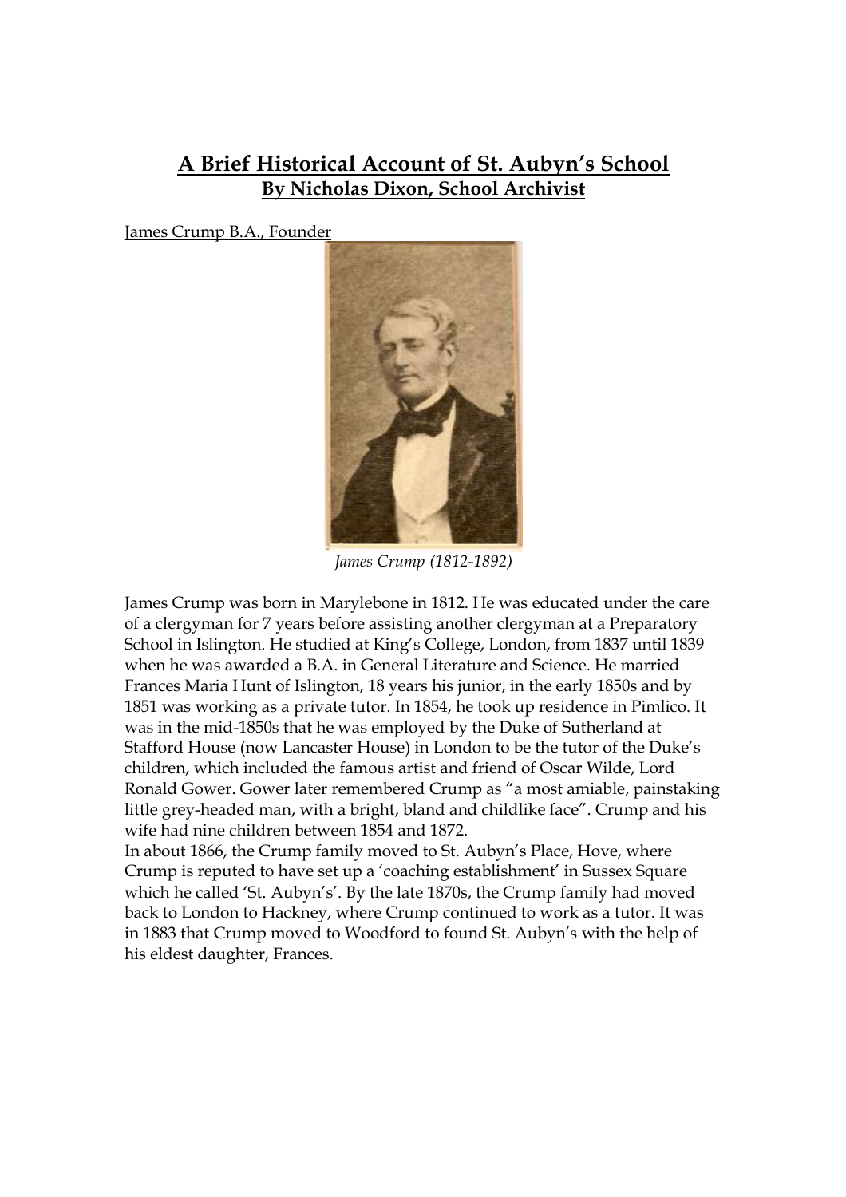# A Brief Historical Account of St. Aubyn's School

**By Nicholas Dixon, School Archivist**

James Crump B.A., Founder

*James Crump (1812-1892)*

James Crump was born in Marylebone in 1812. He was educated under the care of a clergyman for 7 years before assisting another clergyman at a Preparatory School in Islington. He studied at King's College, London, from 1837 until 1839 when he was awarded a B.A. in General Literature and Science. He married Frances Maria Hunt of Islington, 18 years his junior, in the early 1850s and by 1851 was working as a private tutor. In 1854, he took up residence in Pimlico. It was in the mid-1850s that he was employed by the Duke of Sutherland at Stafford House (now Lancaster House) in London to be the tutor of the Duke's children, which included the famous artist and friend of Oscar Wilde, Lord Ronald Gower. Gower later remembered Crump as "a most amiable, painstaking little grey-headed man, with a bright, bland and childlike face". Crump and his wife had nine children between 1854 and 1872.

In about 1866, the Crump family moved to St. Aubyn's Place, Hove, where Crump is reputed to have set up a 'coaching establishment' in Sussex Square which he called 'St. Aubyn's'. By the late 1870s, the Crump family had moved back to London to Hackney, where Crump continued to work as a tutor. It was in 1883 that Crump moved to Woodford to found St. Aubyn's with the help of his eldest daughter, Frances.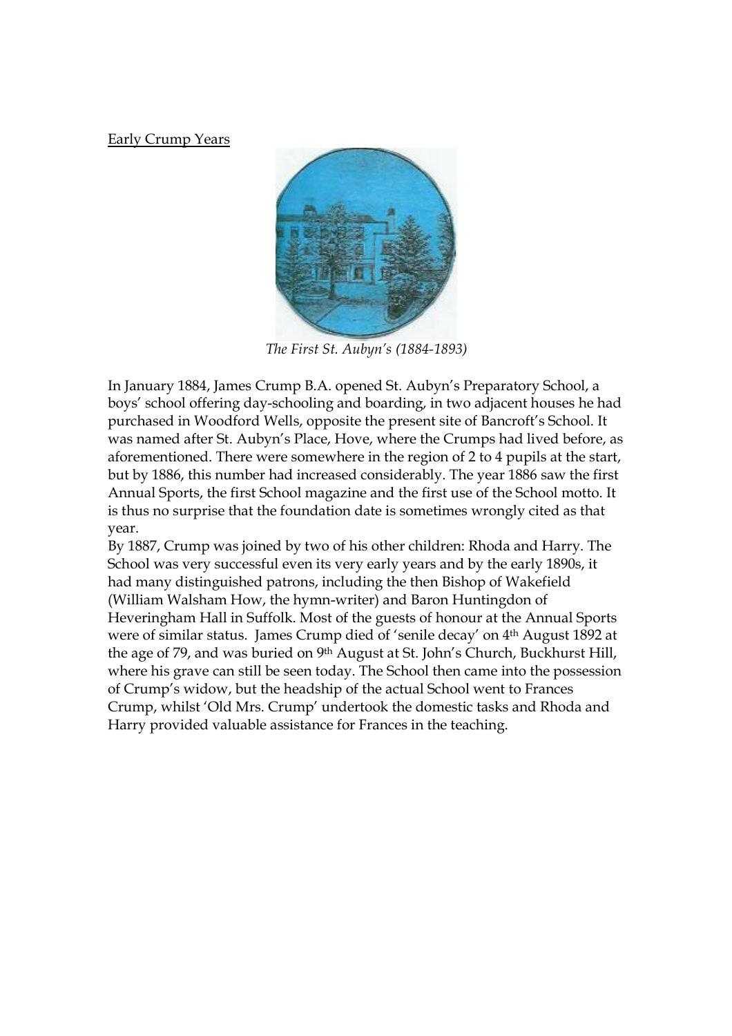Early Crump Years

*The First St. Aubyn's (1884-1893)*

In January 1884, James Crump B.A. opened St. Aubyn's Preparatory School, a boys' school offering day-schooling and boarding, in two adjacent houses he had purchased in Woodford Wells, opposite the present site of Bancroft's School. It was named after St. Aubyn's Place, Hove, where the Crumps had lived before, as aforementioned. There were somewhere in the region of 2 to 4 pupils at the start, but by 1886, this number had increased considerably. The year 1886 saw the first Annual Sports, the first School magazine and the first use of the School motto. It is thus no surprise that the foundation date is sometimes wrongly cited as that year.

By 1887, Crump was joined by two of his other children: Rhoda and Harry. The School was very successful even its very early years and by the early 1890s, it had many distinguished patrons, including the then Bishop of Wakefield (William Walsham How, the hymn-writer) and Baron Huntingdon of Heveringham Hall in Suffolk. Most of the guests of honour at the Annual Sports were of similar status. James Crump died of 'senile decay' on 4th August 1892 at the age of 79, and was buried on 9th August at St. John's Church, Buckhurst Hill, where his grave can still be seen today. The School then came into the possession of Crump's widow, but the headship of the actual School went to Frances Crump, whilst 'Old Mrs. Crump' undertook the domestic tasks and Rhoda and Harry provided valuable assistance for Frances in the teaching.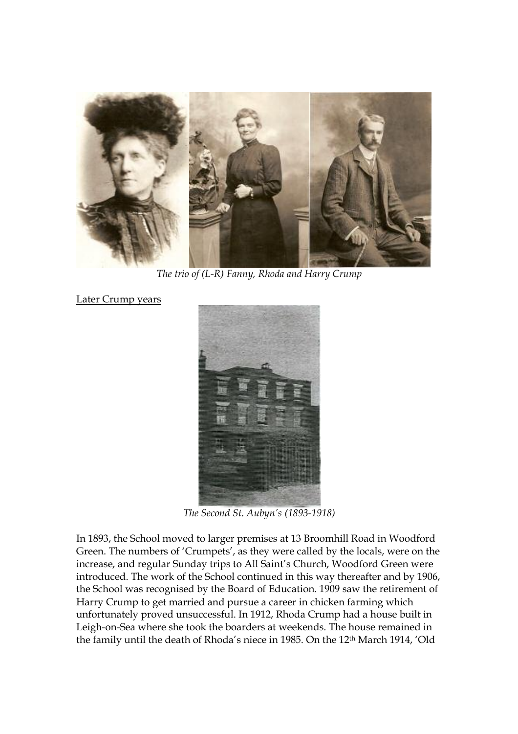*The trio of (L-R) Fanny, Rhoda and Harry Crump*

Later Crump years

*The Second St. Aubyn's (1893-1918)*

In 1893, the School moved to larger premises at 13 Broomhill Road in Woodford Green. The numbers of 'Crumpets', as they were called by the locals, were on the increase, and regular Sunday trips to All Saint's Church, Woodford Green were introduced. The work of the School continued in this way thereafter and by 1906, the School was recognised by the Board of Education. 1909 saw the retirement of Harry Crump to get married and pursue a career in chicken farming which unfortunately proved unsuccessful. In 1912, Rhoda Crump had a house built in Leigh-on-Sea where she took the boarders at weekends. The house remained in the family until the death of Rhoda's niece in 1985. On the 12th March 1914, 'Old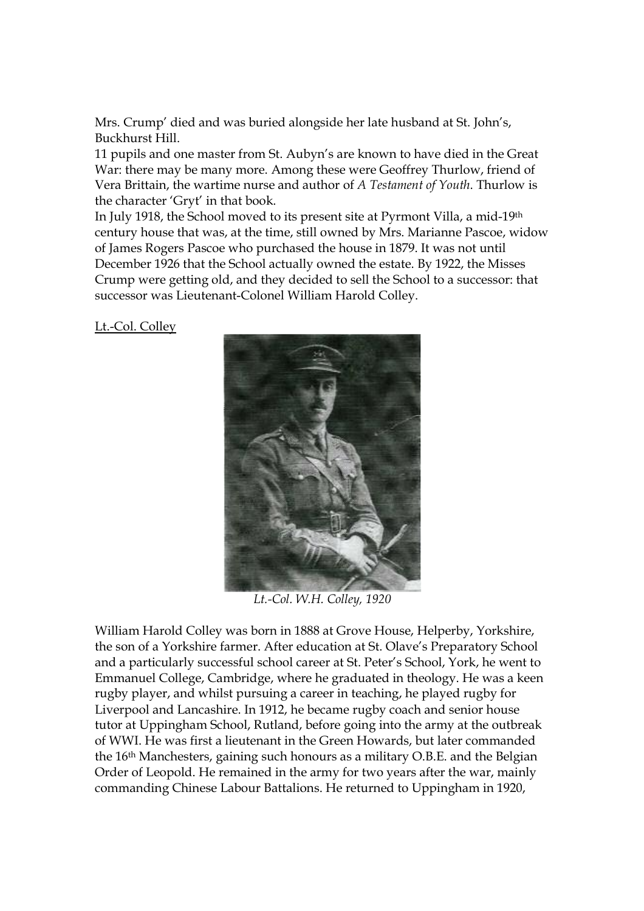Mrs. Crump' died and was buried alongside her late husband at St. John's, Buckhurst Hill.

11 pupils and one master from St. Aubyn's are known to have died in the Great War: there may be many more. Among these were Geoffrey Thurlow, friend of Vera Brittain, the wartime nurse and author of *A Testament of Youth*. Thurlow is the character 'Gryt' in that book.

In July 1918, the School moved to its present site at Pyrmont Villa, a mid-19th century house that was, at the time, still owned by Mrs. Marianne Pascoe, widow of James Rogers Pascoe who purchased the house in 1879. It was not until December 1926 that the School actually owned the estate. By 1922, the Misses Crump were getting old, and they decided to sell the School to a successor: that successor was Lieutenant-Colonel William Harold Colley.

<u>Lt.-Col. Colley</u>

*Lt.-Col. W.H. Colley, 1920*

William Harold Colley was born in 1888 at Grove House, Helperby, Yorkshire, the son of a Yorkshire farmer. After education at St. Olave's Preparatory School and a particularly successful school career at St. Peter's School, York, he went to Emmanuel College, Cambridge, where he graduated in theology. He was a keen rugby player, and whilst pursuing a career in teaching, he played rugby for Liverpool and Lancashire. In 1912, he became rugby coach and senior house tutor at Uppingham School, Rutland, before going into the army at the outbreak of WWI. He was first a lieutenant in the Green Howards, but later commanded the 16th Manchesters, gaining such honours as a military O.B.E. and the Belgian Order of Leopold. He remained in the army for two years after the war, mainly commanding Chinese Labour Battalions. He returned to Uppingham in 1920,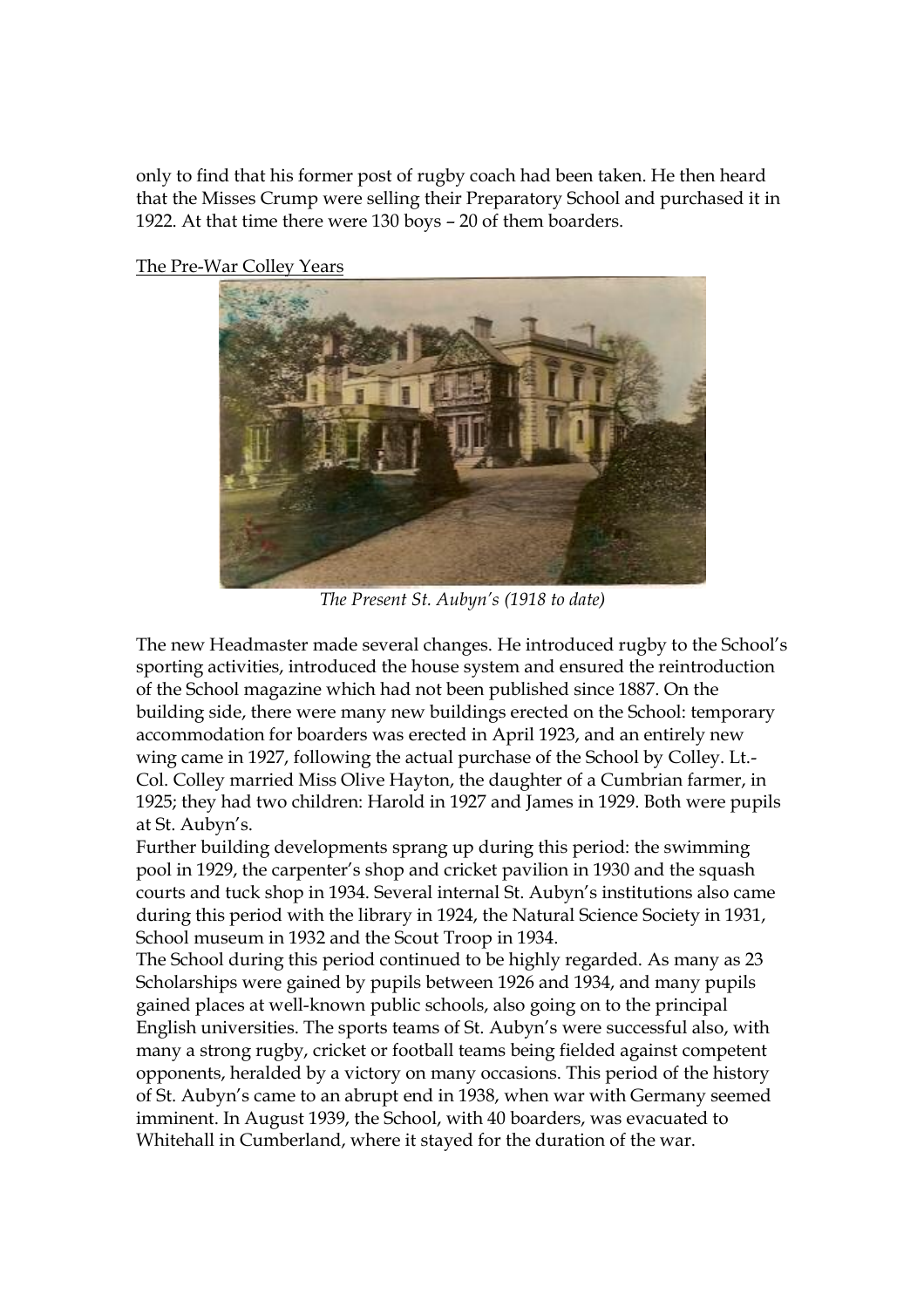only to find that his former post of rugby coach had been taken. He then heard that the Misses Crump were selling their Preparatory School and purchased it in 1922. At that time there were 130 boys – 20 of them boarders.

## The Pre-War Colley Years

*The Present St. Aubyn's (1918 to date)*

The new Headmaster made several changes. He introduced rugby to the School's sporting activities, introduced the house system and ensured the reintroduction of the School magazine which had not been published since 1887. On the building side, there were many new buildings erected on the School: temporary accommodation for boarders was erected in April 1923, and an entirely new wing came in 1927, following the actual purchase of the School by Colley. Lt.-Col. Colley married Miss Olive Hayton, the daughter of a Cumbrian farmer, in 1925; they had two children: Harold in 1927 and James in 1929. Both were pupils at St. Aubyn's.

Further building developments sprang up during this period: the swimming pool in 1929, the carpenter's shop and cricket pavilion in 1930 and the squash courts and tuck shop in 1934. Several internal St. Aubyn's institutions also came during this period with the library in 1924, the Natural Science Society in 1931, School museum in 1932 and the Scout Troop in 1934.

The School during this period continued to be highly regarded. As many as 23 Scholarships were gained by pupils between 1926 and 1934, and many pupils gained places at well-known public schools, also going on to the principal English universities. The sports teams of St. Aubyn's were successful also, with many a strong rugby, cricket or football teams being fielded against competent opponents, heralded by a victory on many occasions. This period of the history of St. Aubyn's came to an abrupt end in 1938, when war with Germany seemed imminent. In August 1939, the School, with 40 boarders, was evacuated to Whitehall in Cumberland, where it stayed for the duration of the war.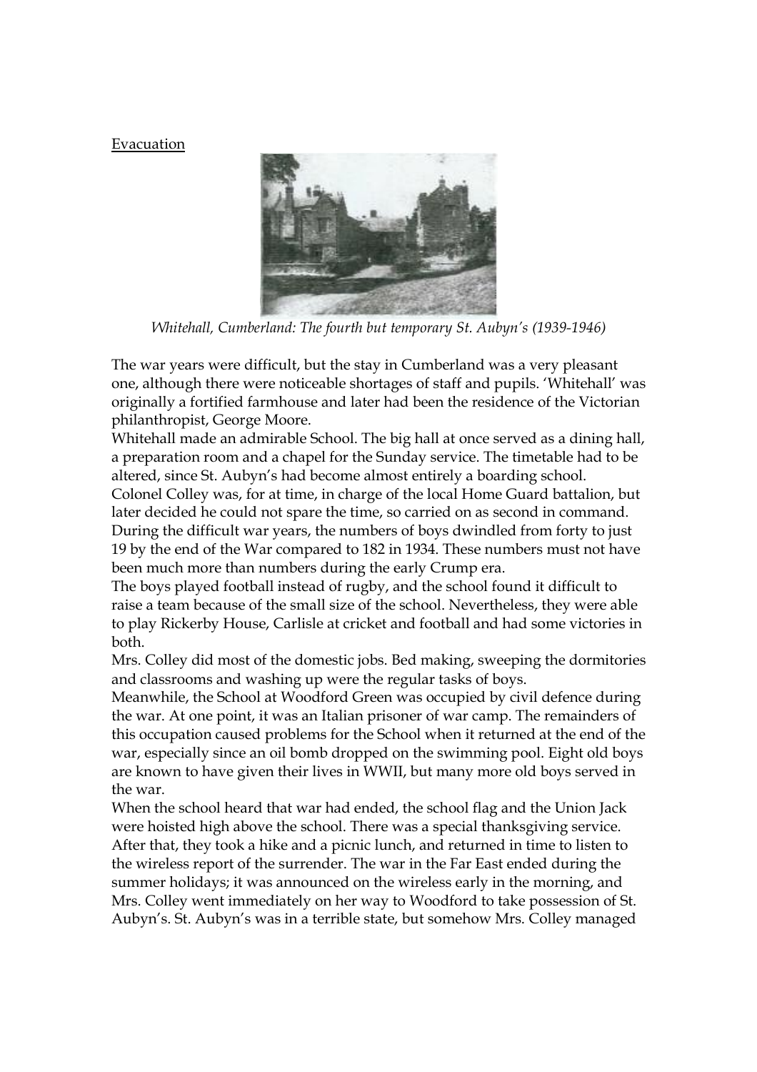Evacuation

*Whitehall, Cumberland: The fourth but temporary St. Aubyn's (1939-1946)*

The war years were difficult, but the stay in Cumberland was a very pleasant one, although there were noticeable shortages of staff and pupils. 'Whitehall' was originally a fortified farmhouse and later had been the residence of the Victorian philanthropist, George Moore.

Whitehall made an admirable School. The big hall at once served as a dining hall, a preparation room and a chapel for the Sunday service. The timetable had to be altered, since St. Aubyn's had become almost entirely a boarding school.

Colonel Colley was, for at time, in charge of the local Home Guard battalion, but later decided he could not spare the time, so carried on as second in command.

During the difficult war years, the numbers of boys dwindled from forty to just 19 by the end of the War compared to 182 in 1934. These numbers must not have been much more than numbers during the early Crump era.

The boys played football instead of rugby, and the school found it difficult to raise a team because of the small size of the school. Nevertheless, they were able to play Rickerby House, Carlisle at cricket and football and had some victories in both.

Mrs. Colley did most of the domestic jobs. Bed making, sweeping the dormitories and classrooms and washing up were the regular tasks of boys.

Meanwhile, the School at Woodford Green was occupied by civil defence during the war. At one point, it was an Italian prisoner of war camp. The remainders of this occupation caused problems for the School when it returned at the end of the war, especially since an oil bomb dropped on the swimming pool. Eight old boys are known to have given their lives in WWII, but many more old boys served in the war.

When the school heard that war had ended, the school flag and the Union Jack were hoisted high above the school. There was a special thanksgiving service. After that, they took a hike and a picnic lunch, and returned in time to listen to the wireless report of the surrender. The war in the Far East ended during the summer holidays; it was announced on the wireless early in the morning, and Mrs. Colley went immediately on her way to Woodford to take possession of St. Aubyn's. St. Aubyn's was in a terrible state, but somehow Mrs. Colley managed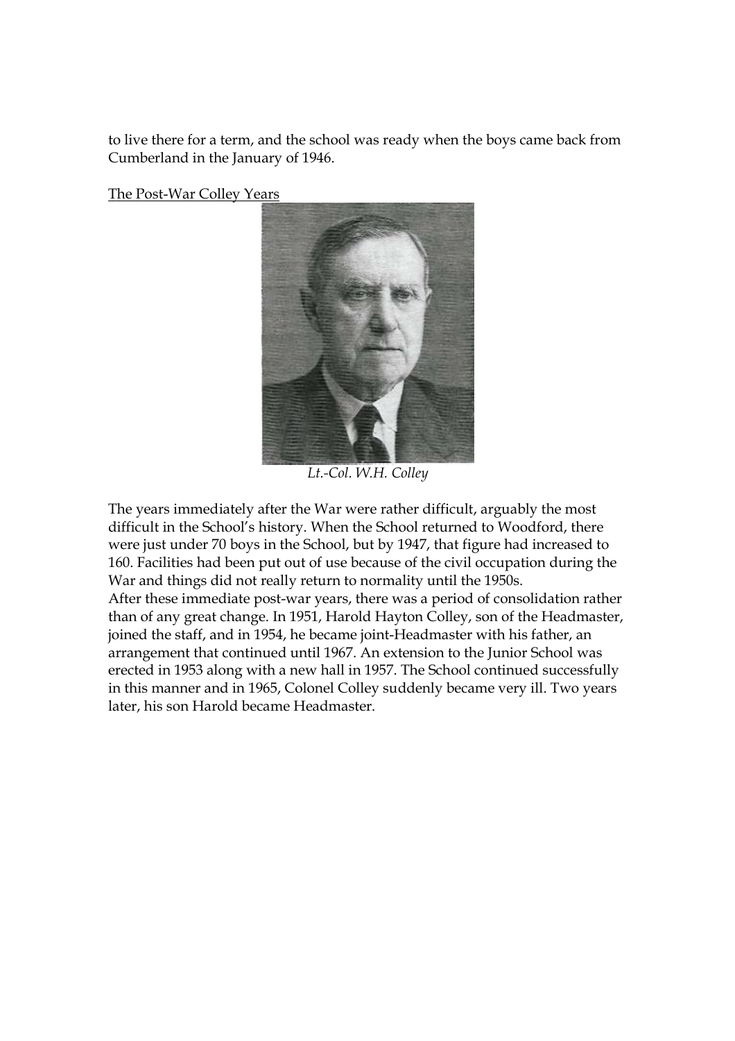to live there for a term, and the school was ready when the boys came back from Cumberland in the January of 1946.

## The Post-War Colley Years

*Lt.-Col. W.H. Colley*

The years immediately after the War were rather difficult, arguably the most difficult in the School's history. When the School returned to Woodford, there were just under 70 boys in the School, but by 1947, that figure had increased to 160. Facilities had been put out of use because of the civil occupation during the War and things did not really return to normality until the 1950s.

After these immediate post-war years, there was a period of consolidation rather than of any great change. In 1951, Harold Hayton Colley, son of the Headmaster, joined the staff, and in 1954, he became joint-Headmaster with his father, an arrangement that continued until 1967. An extension to the Junior School was erected in 1953 along with a new hall in 1957. The School continued successfully in this manner and in 1965, Colonel Colley suddenly became very ill. Two years later, his son Harold became Headmaster.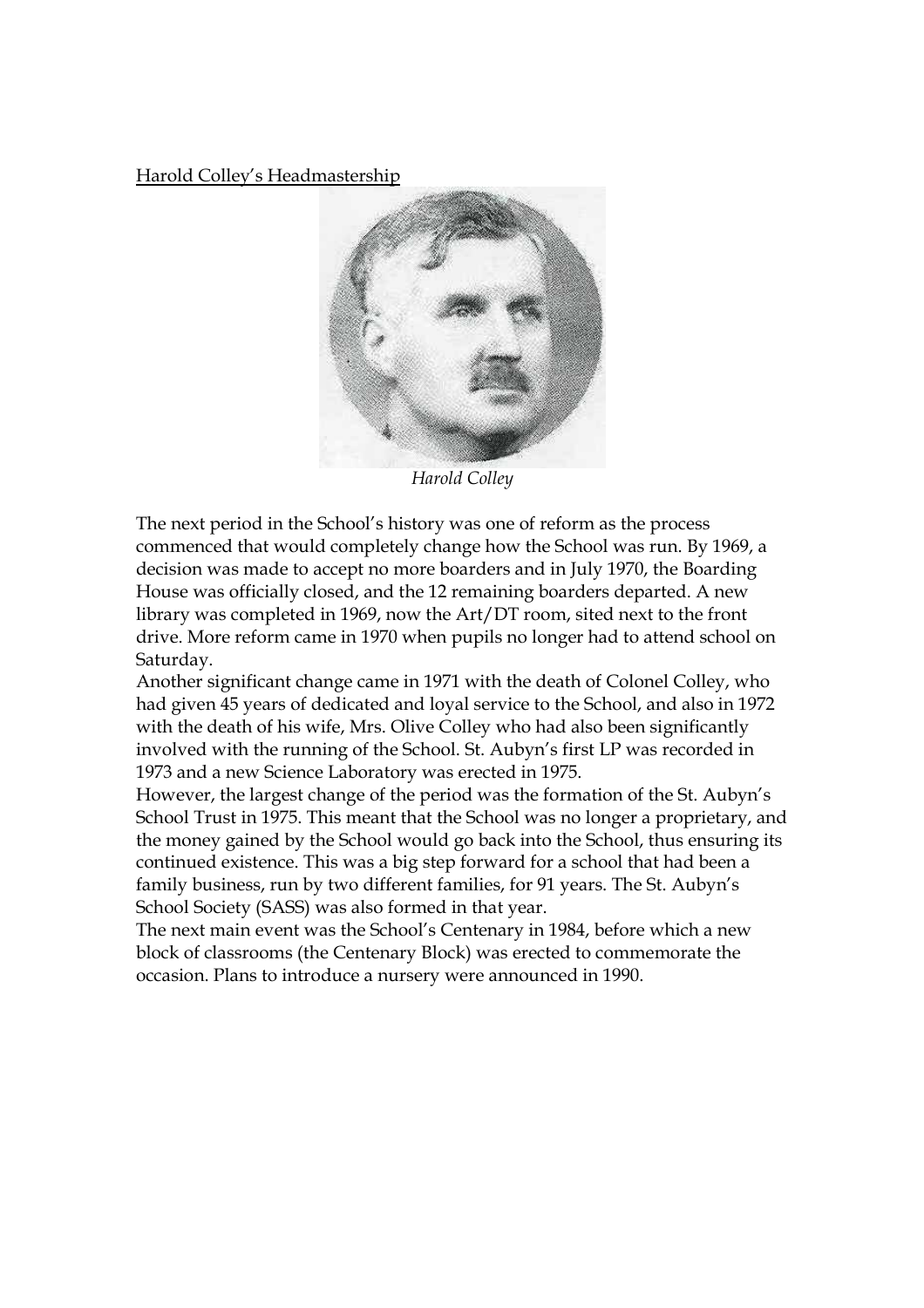## Harold Colley's Headmastership

*Harold Colley*

The next period in the School's history was one of reform as the process commenced that would completely change how the School was run. By 1969, a decision was made to accept no more boarders and in July 1970, the Boarding House was officially closed, and the 12 remaining boarders departed. A new library was completed in 1969, now the Art/DT room, sited next to the front drive. More reform came in 1970 when pupils no longer had to attend school on Saturday.

Another significant change came in 1971 with the death of Colonel Colley, who had given 45 years of dedicated and loyal service to the School, and also in 1972 with the death of his wife, Mrs. Olive Colley who had also been significantly involved with the running of the School. St. Aubyn's first LP was recorded in 1973 and a new Science Laboratory was erected in 1975.

However, the largest change of the period was the formation of the St. Aubyn's School Trust in 1975. This meant that the School was no longer a proprietary, and the money gained by the School would go back into the School, thus ensuring its continued existence. This was a big step forward for a school that had been a family business, run by two different families, for 91 years. The St. Aubyn's School Society (SASS) was also formed in that year.

The next main event was the School's Centenary in 1984, before which a new block of classrooms (the Centenary Block) was erected to commemorate the occasion. Plans to introduce a nursery were announced in 1990.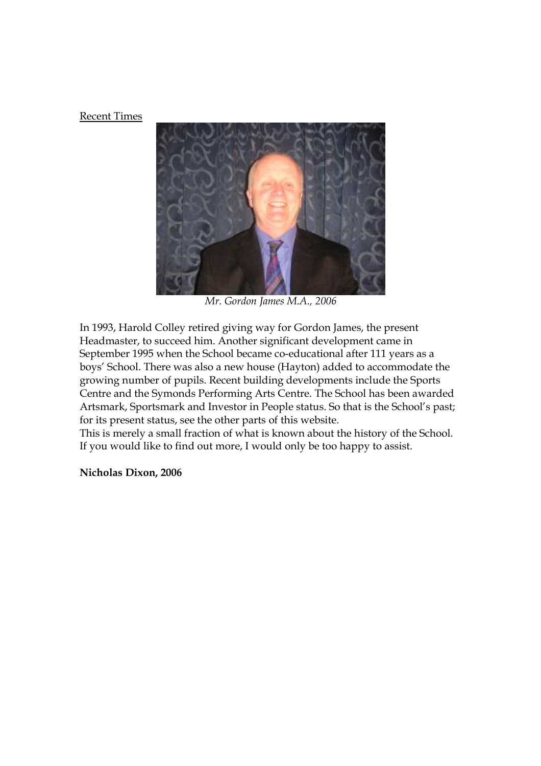Recent Times

*Mr. Gordon James M.A., 2006*

In 1993, Harold Colley retired giving way for Gordon James, the present Headmaster, to succeed him. Another significant development came in September 1995 when the School became co-educational after 111 years as a boys' School. There was also a new house (Hayton) added to accommodate the growing number of pupils. Recent building developments include the Sports Centre and the Symonds Performing Arts Centre. The School has been awarded Artsmark, Sportsmark and Investor in People status. So that is the School's past; for its present status, see the other parts of this website.
This is merely a small fraction of what is known about the history of the School. If you would like to find out more, I would only be too happy to assist.

**Nicholas Dixon, 2006**